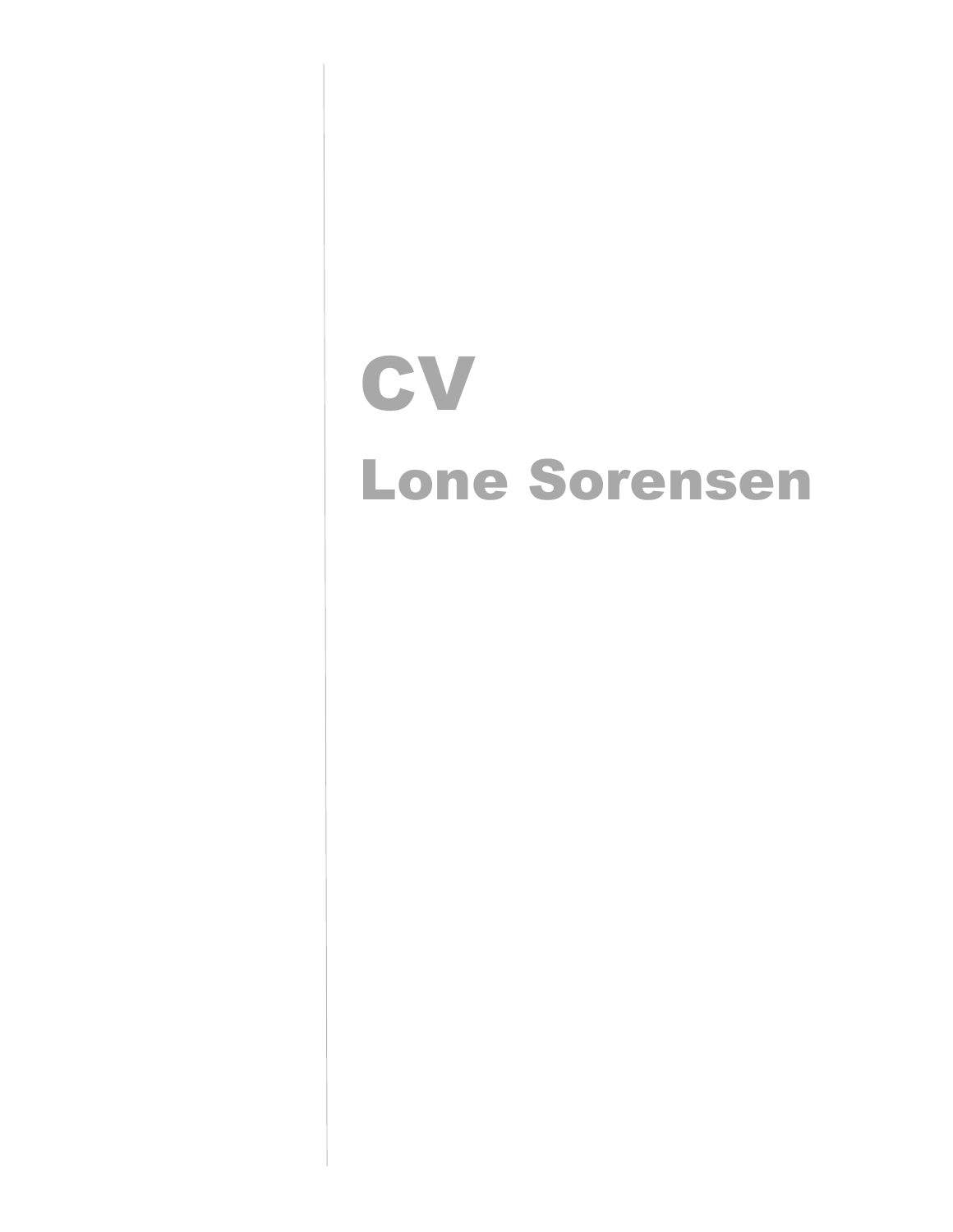# CV

## Lone Sorensen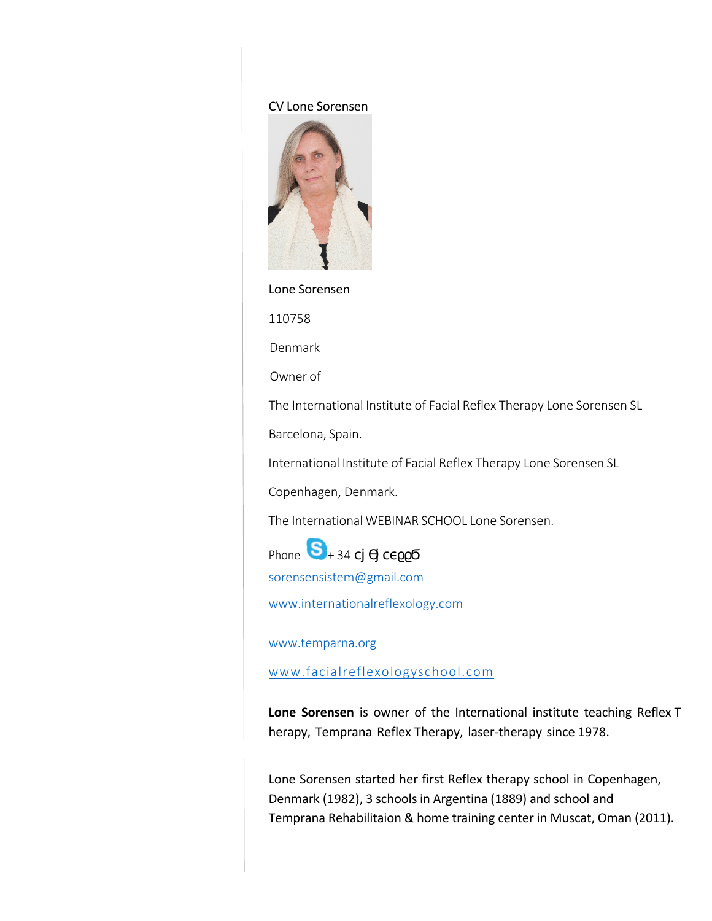CV Lone Sorensen

Lone Sorensen

110758

Denmark

Owner of

The International Institute of Facial Reflex Therapy Lone Sorensen SL

Barcelona, Spain.

International Institute of Facial Reflex Therapy Lone Sorensen SL

Copenhagen, Denmark.

The International WEBINAR SCHOOL Lone Sorensen.

Phone + 34 cj Ꞓ cєϱϱϬ

sorensensistem@gmail.com

www.internationalreflexology.com

www.temparna.org

www.facialreflexologyschool.com

**Lone Sorensen** is owner of the International institute teaching Reflex T herapy, Temprana Reflex Therapy, laser-therapy since 1978.

Lone Sorensen started her first Reflex therapy school in Copenhagen, Denmark (1982), 3 schools in Argentina (1889) and school and Temprana Rehabilitaion & home training center in Muscat, Oman (2011).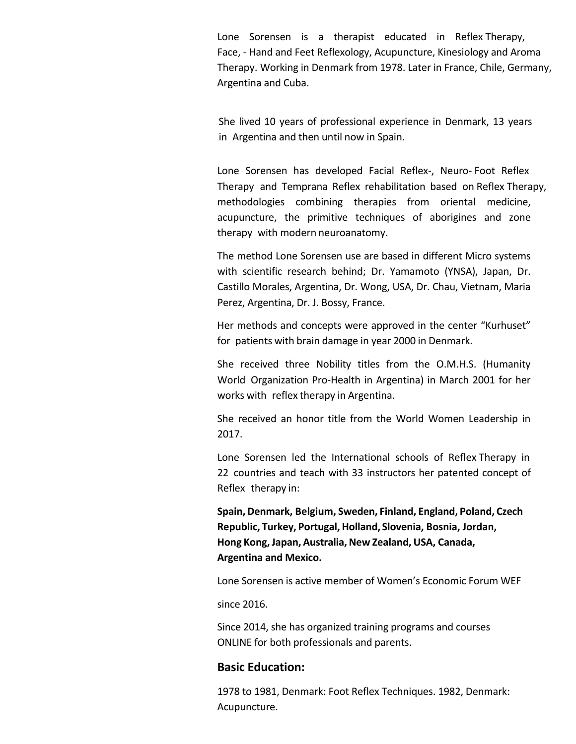Lone Sorensen is a therapist educated in Reflex Therapy, Face, - Hand and Feet Reflexology, Acupuncture, Kinesiology and Aroma Therapy. Working in Denmark from 1978. Later in France, Chile, Germany, Argentina and Cuba.

She lived 10 years of professional experience in Denmark, 13 years in Argentina and then until now in Spain.

Lone Sorensen has developed Facial Reflex-, Neuro- Foot Reflex Therapy and Temprana Reflex rehabilitation based on Reflex Therapy, methodologies combining therapies from oriental medicine, acupuncture, the primitive techniques of aborigines and zone therapy with modern neuroanatomy.

The method Lone Sorensen use are based in different Micro systems with scientific research behind; Dr. Yamamoto (YNSA), Japan, Dr. Castillo Morales, Argentina, Dr. Wong, USA, Dr. Chau, Vietnam, Maria Perez, Argentina, Dr. J. Bossy, France.

Her methods and concepts were approved in the center “Kurhuset” for patients with brain damage in year 2000 in Denmark.

She received three Nobility titles from the O.M.H.S. (Humanity World Organization Pro-Health in Argentina) in March 2001 for her works with reflex therapy in Argentina.

She received an honor title from the World Women Leadership in 2017.

Lone Sorensen led the International schools of Reflex Therapy in 22 countries and teach with 33 instructors her patented concept of Reflex therapy in:

**Spain, Denmark, Belgium, Sweden, Finland, England, Poland, Czech Republic, Turkey, Portugal, Holland, Slovenia, Bosnia, Jordan, Hong Kong, Japan, Australia, New Zealand, USA, Canada, Argentina and Mexico.**

Lone Sorensen is active member of Women’s Economic Forum WEF

since 2016.

Since 2014, she has organized training programs and courses ONLINE for both professionals and parents.

## Basic Education:

1978 to 1981, Denmark: Foot Reflex Techniques. 1982, Denmark: Acupuncture.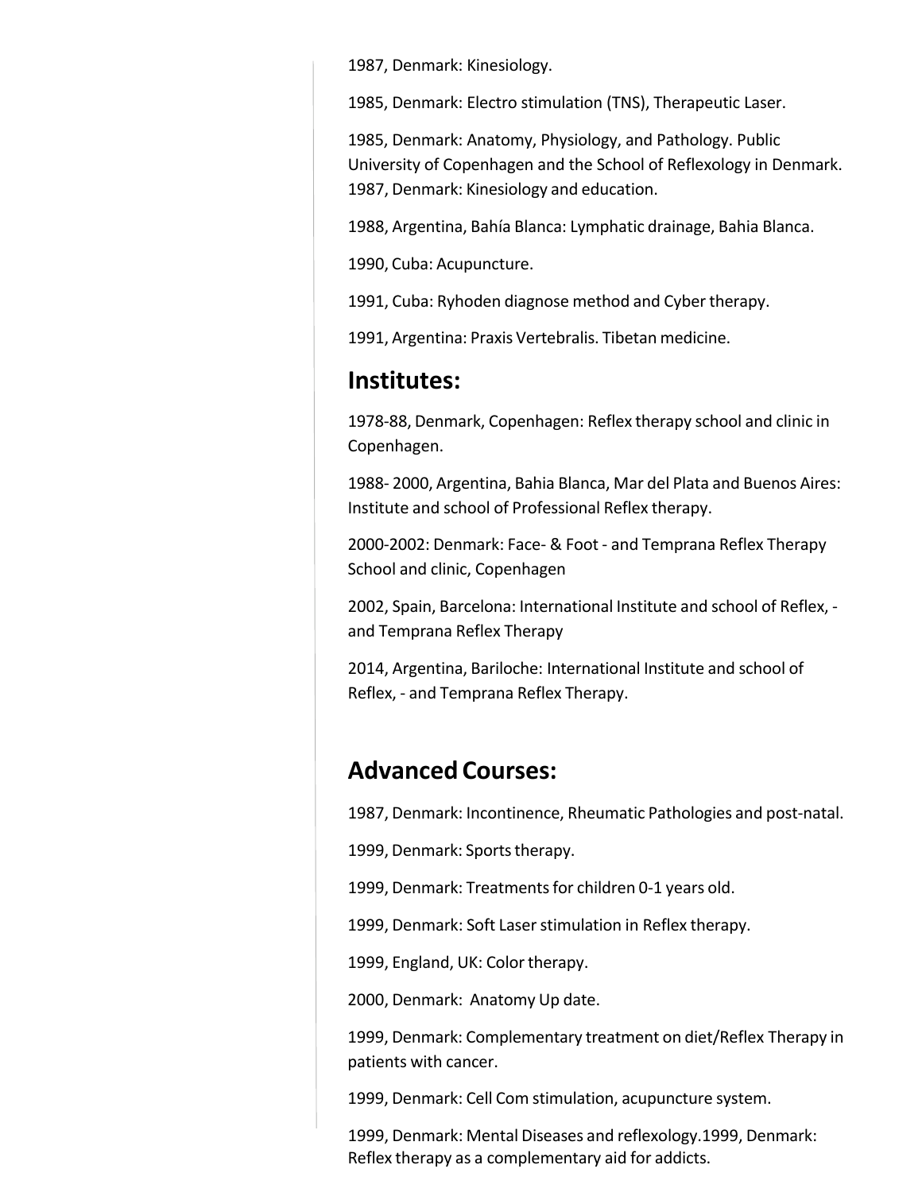1987, Denmark: Kinesiology.

1985, Denmark: Electro stimulation (TNS), Therapeutic Laser.

1985, Denmark: Anatomy, Physiology, and Pathology. Public University of Copenhagen and the School of Reflexology in Denmark. 1987, Denmark: Kinesiology and education.

1988, Argentina, Bahía Blanca: Lymphatic drainage, Bahia Blanca.

1990, Cuba: Acupuncture.

1991, Cuba: Ryhoden diagnose method and Cyber therapy.

1991, Argentina: Praxis Vertebralis. Tibetan medicine.

## Institutes:

1978-88, Denmark, Copenhagen: Reflex therapy school and clinic in Copenhagen.

1988- 2000, Argentina, Bahia Blanca, Mar del Plata and Buenos Aires: Institute and school of Professional Reflex therapy.

2000-2002: Denmark: Face- & Foot - and Temprana Reflex Therapy School and clinic, Copenhagen

2002, Spain, Barcelona: International Institute and school of Reflex, - and Temprana Reflex Therapy

2014, Argentina, Bariloche: International Institute and school of Reflex, - and Temprana Reflex Therapy.

## Advanced Courses:

1987, Denmark: Incontinence, Rheumatic Pathologies and post-natal.

1999, Denmark: Sports therapy.

1999, Denmark: Treatments for children 0-1 years old.

1999, Denmark: Soft Laser stimulation in Reflex therapy.

1999, England, UK: Color therapy.

2000, Denmark: Anatomy Up date.

1999, Denmark: Complementary treatment on diet/Reflex Therapy in patients with cancer.

1999, Denmark: Cell Com stimulation, acupuncture system.

1999, Denmark: Mental Diseases and reflexology.1999, Denmark: Reflex therapy as a complementary aid for addicts.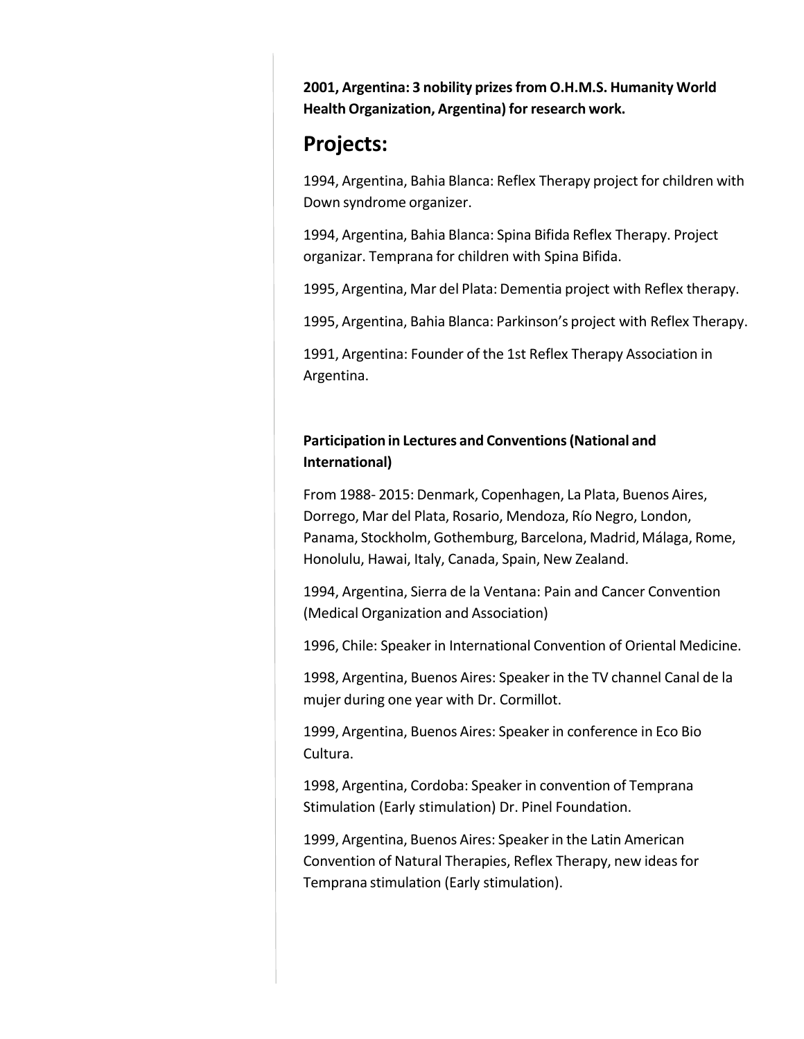**2001, Argentina: 3 nobility prizes from O.H.M.S. Humanity World Health Organization, Argentina) for research work.**

## Projects:

1994, Argentina, Bahia Blanca: Reflex Therapy project for children with Down syndrome organizer.

1994, Argentina, Bahia Blanca: Spina Bifida Reflex Therapy. Project organizar. Temprana for children with Spina Bifida.

1995, Argentina, Mar del Plata: Dementia project with Reflex therapy.

1995, Argentina, Bahia Blanca: Parkinson's project with Reflex Therapy.

1991, Argentina: Founder of the 1st Reflex Therapy Association in Argentina.

**Participation in Lectures and Conventions (National and International)**

From 1988- 2015: Denmark, Copenhagen, La Plata, Buenos Aires, Dorrego, Mar del Plata, Rosario, Mendoza, Río Negro, London, Panama, Stockholm, Gothemburg, Barcelona, Madrid, Málaga, Rome, Honolulu, Hawai, Italy, Canada, Spain, New Zealand.

1994, Argentina, Sierra de la Ventana: Pain and Cancer Convention (Medical Organization and Association)

1996, Chile: Speaker in International Convention of Oriental Medicine.

1998, Argentina, Buenos Aires: Speaker in the TV channel Canal de la mujer during one year with Dr. Cormillot.

1999, Argentina, Buenos Aires: Speaker in conference in Eco Bio Cultura.

1998, Argentina, Cordoba: Speaker in convention of Temprana Stimulation (Early stimulation) Dr. Pinel Foundation.

1999, Argentina, Buenos Aires: Speaker in the Latin American Convention of Natural Therapies, Reflex Therapy, new ideas for Temprana stimulation (Early stimulation).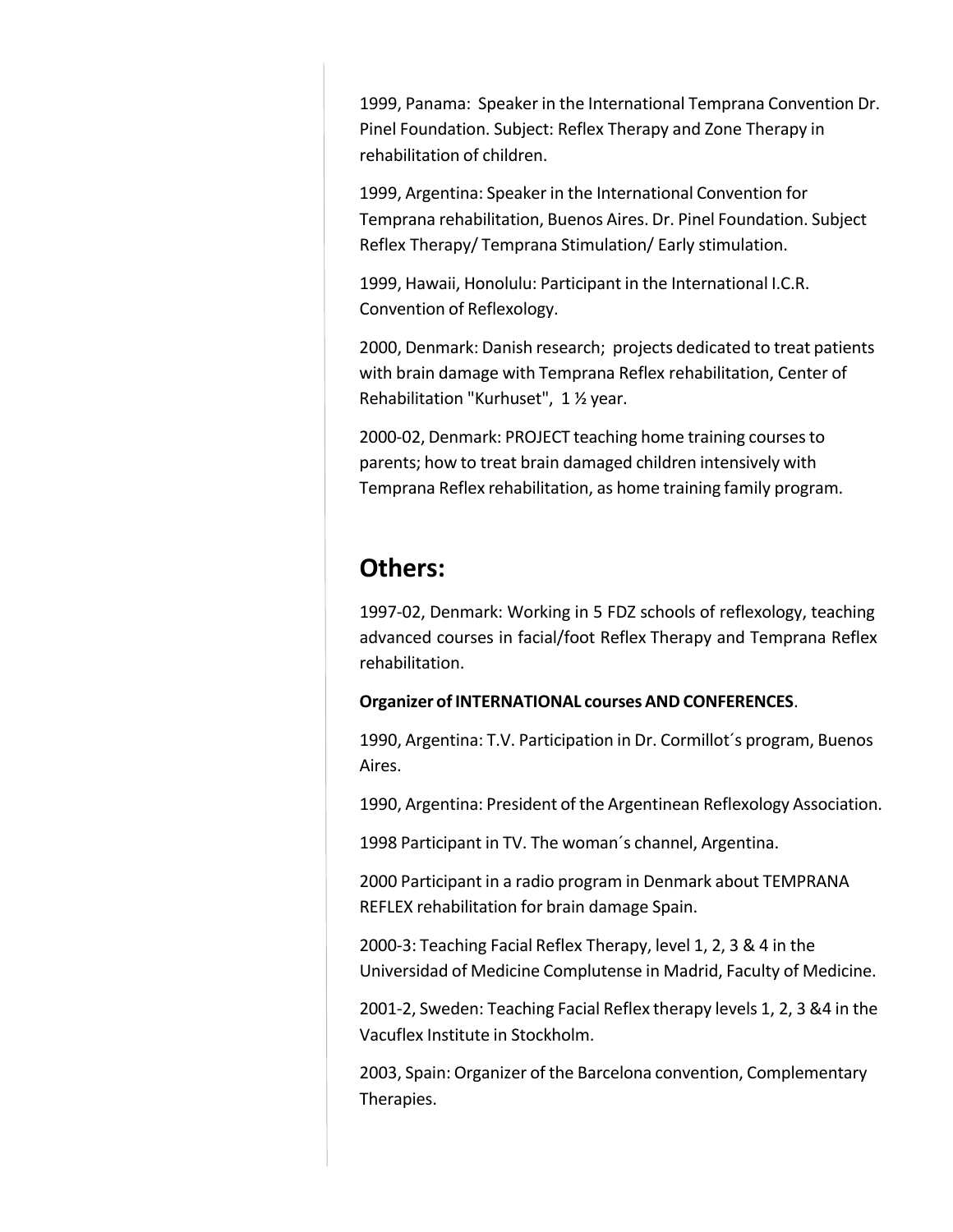1999, Panama: Speaker in the International Temprana Convention Dr. Pinel Foundation. Subject: Reflex Therapy and Zone Therapy in rehabilitation of children.

1999, Argentina: Speaker in the International Convention for Temprana rehabilitation, Buenos Aires. Dr. Pinel Foundation. Subject Reflex Therapy/ Temprana Stimulation/ Early stimulation.

1999, Hawaii, Honolulu: Participant in the International I.C.R. Convention of Reflexology.

2000, Denmark: Danish research; projects dedicated to treat patients with brain damage with Temprana Reflex rehabilitation, Center of Rehabilitation "Kurhuset", 1 ½ year.

2000-02, Denmark: PROJECT teaching home training courses to parents; how to treat brain damaged children intensively with Temprana Reflex rehabilitation, as home training family program.

## Others:

1997-02, Denmark: Working in 5 FDZ schools of reflexology, teaching advanced courses in facial/foot Reflex Therapy and Temprana Reflex rehabilitation.

**Organizer of INTERNATIONAL courses AND CONFERENCES**.

1990, Argentina: T.V. Participation in Dr. Cormillot´s program, Buenos Aires.

1990, Argentina: President of the Argentinean Reflexology Association.

1998 Participant in TV. The woman´s channel, Argentina.

2000 Participant in a radio program in Denmark about TEMPRANA REFLEX rehabilitation for brain damage Spain.

2000-3: Teaching Facial Reflex Therapy, level 1, 2, 3 & 4 in the Universidad of Medicine Complutense in Madrid, Faculty of Medicine.

2001-2, Sweden: Teaching Facial Reflex therapy levels 1, 2, 3 &4 in the Vacuflex Institute in Stockholm.

2003, Spain: Organizer of the Barcelona convention, Complementary Therapies.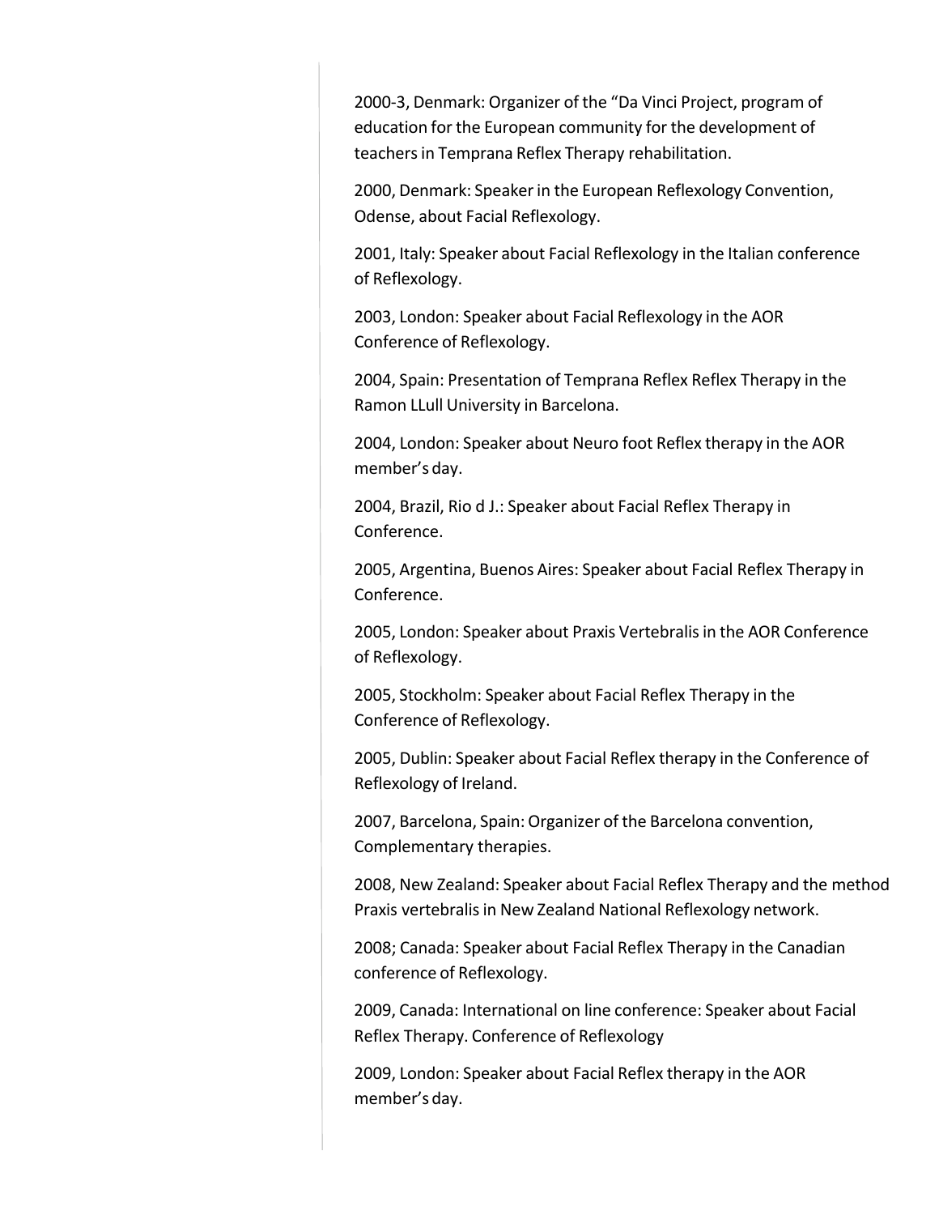2000-3, Denmark: Organizer of the "Da Vinci Project, program of education for the European community for the development of teachers in Temprana Reflex Therapy rehabilitation.

2000, Denmark: Speaker in the European Reflexology Convention, Odense, about Facial Reflexology.

2001, Italy: Speaker about Facial Reflexology in the Italian conference of Reflexology.

2003, London: Speaker about Facial Reflexology in the AOR Conference of Reflexology.

2004, Spain: Presentation of Temprana Reflex Reflex Therapy in the Ramon LLull University in Barcelona.

2004, London: Speaker about Neuro foot Reflex therapy in the AOR member's day.

2004, Brazil, Rio d J.: Speaker about Facial Reflex Therapy in Conference.

2005, Argentina, Buenos Aires: Speaker about Facial Reflex Therapy in Conference.

2005, London: Speaker about Praxis Vertebralis in the AOR Conference of Reflexology.

2005, Stockholm: Speaker about Facial Reflex Therapy in the Conference of Reflexology.

2005, Dublin: Speaker about Facial Reflex therapy in the Conference of Reflexology of Ireland.

2007, Barcelona, Spain: Organizer of the Barcelona convention, Complementary therapies.

2008, New Zealand: Speaker about Facial Reflex Therapy and the method Praxis vertebralis in New Zealand National Reflexology network.

2008; Canada: Speaker about Facial Reflex Therapy in the Canadian conference of Reflexology.

2009, Canada: International on line conference: Speaker about Facial Reflex Therapy. Conference of Reflexology

2009, London: Speaker about Facial Reflex therapy in the AOR member's day.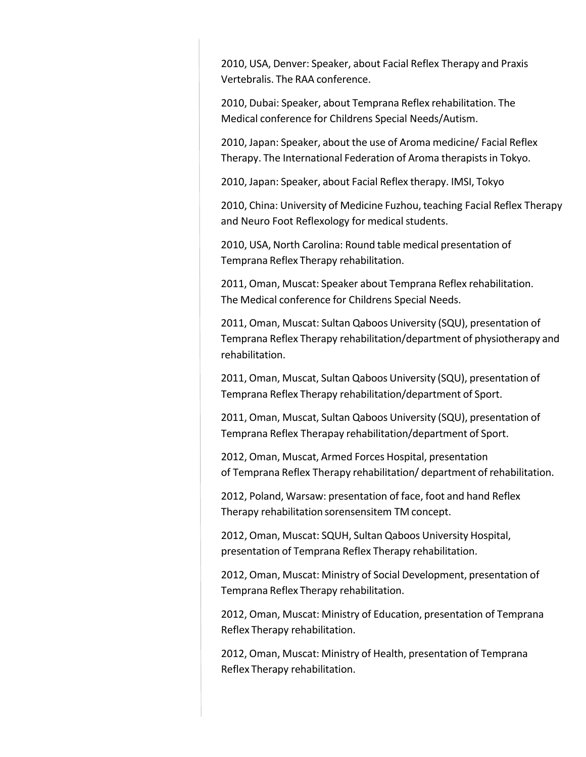2010, USA, Denver: Speaker, about Facial Reflex Therapy and Praxis Vertebralis. The RAA conference.

2010, Dubai: Speaker, about Temprana Reflex rehabilitation. The Medical conference for Childrens Special Needs/Autism.

2010, Japan: Speaker, about the use of Aroma medicine/ Facial Reflex Therapy. The International Federation of Aroma therapists in Tokyo.

2010, Japan: Speaker, about Facial Reflex therapy. IMSI, Tokyo

2010, China: University of Medicine Fuzhou, teaching Facial Reflex Therapy and Neuro Foot Reflexology for medical students.

2010, USA, North Carolina: Round table medical presentation of Temprana Reflex Therapy rehabilitation.

2011, Oman, Muscat: Speaker about Temprana Reflex rehabilitation. The Medical conference for Childrens Special Needs.

2011, Oman, Muscat: Sultan Qaboos University (SQU), presentation of Temprana Reflex Therapy rehabilitation/department of physiotherapy and rehabilitation.

2011, Oman, Muscat, Sultan Qaboos University (SQU), presentation of Temprana Reflex Therapy rehabilitation/department of Sport.

2011, Oman, Muscat, Sultan Qaboos University (SQU), presentation of Temprana Reflex Therapay rehabilitation/department of Sport.

2012, Oman, Muscat, Armed Forces Hospital, presentation of Temprana Reflex Therapy rehabilitation/ department of rehabilitation.

2012, Poland, Warsaw: presentation of face, foot and hand Reflex Therapy rehabilitation sorensensitem TM concept.

2012, Oman, Muscat: SQUH, Sultan Qaboos University Hospital, presentation of Temprana Reflex Therapy rehabilitation.

2012, Oman, Muscat: Ministry of Social Development, presentation of Temprana Reflex Therapy rehabilitation.

2012, Oman, Muscat: Ministry of Education, presentation of Temprana Reflex Therapy rehabilitation.

2012, Oman, Muscat: Ministry of Health, presentation of Temprana Reflex Therapy rehabilitation.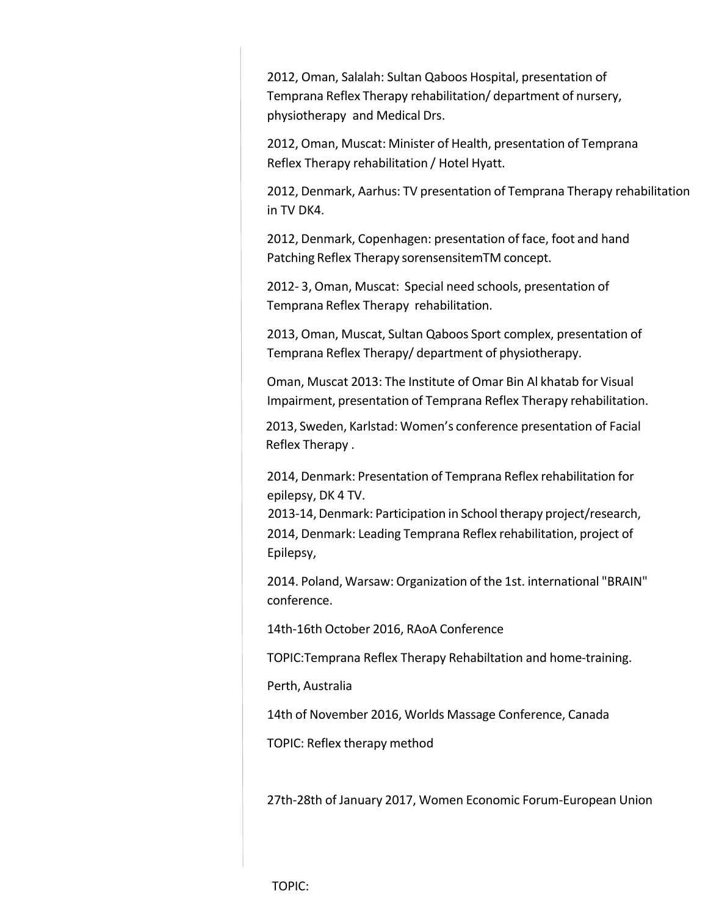2012, Oman, Salalah: Sultan Qaboos Hospital, presentation of Temprana Reflex Therapy rehabilitation/ department of nursery, physiotherapy and Medical Drs.

2012, Oman, Muscat: Minister of Health, presentation of Temprana Reflex Therapy rehabilitation / Hotel Hyatt.

2012, Denmark, Aarhus: TV presentation of Temprana Therapy rehabilitation in TV DK4.

2012, Denmark, Copenhagen: presentation of face, foot and hand Patching Reflex Therapy sorensensitemTM concept.

2012- 3, Oman, Muscat: Special need schools, presentation of Temprana Reflex Therapy rehabilitation.

2013, Oman, Muscat, Sultan Qaboos Sport complex, presentation of Temprana Reflex Therapy/ department of physiotherapy.

Oman, Muscat 2013: The Institute of Omar Bin Al khatab for Visual Impairment, presentation of Temprana Reflex Therapy rehabilitation.

2013, Sweden, Karlstad: Women's conference presentation of Facial Reflex Therapy .

2014, Denmark: Presentation of Temprana Reflex rehabilitation for epilepsy, DK 4 TV.
2013-14, Denmark: Participation in School therapy project/research,
2014, Denmark: Leading Temprana Reflex rehabilitation, project of Epilepsy,

2014. Poland, Warsaw: Organization of the 1st. international "BRAIN" conference.

14th-16th October 2016, RAoA Conference

TOPIC:Temprana Reflex Therapy Rehabiltation and home-training.

Perth, Australia

14th of November 2016, Worlds Massage Conference, Canada

TOPIC: Reflex therapy method

27th-28th of January 2017, Women Economic Forum-European Union

TOPIC: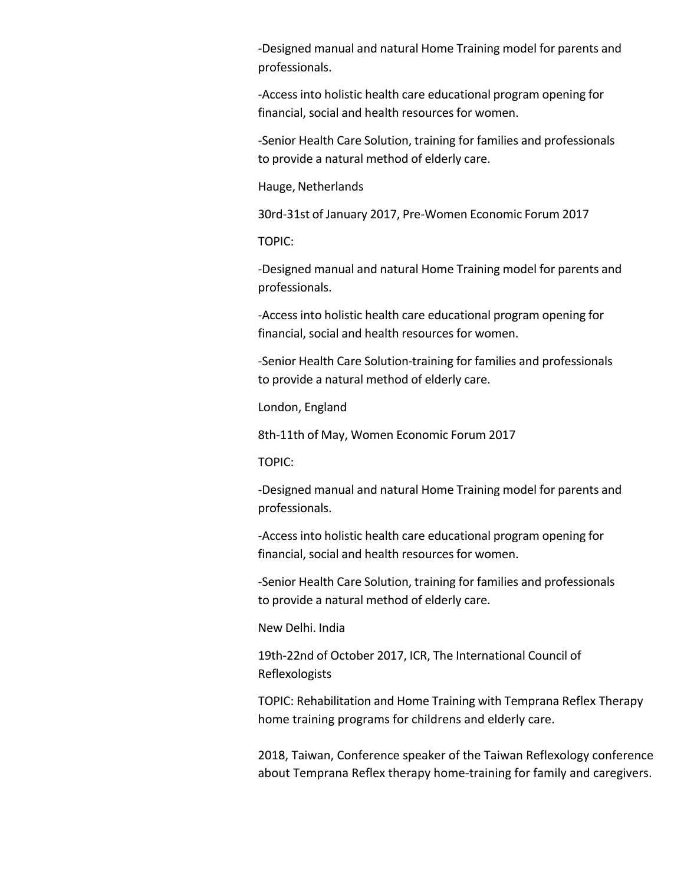-Designed manual and natural Home Training model for parents and professionals.

-Access into holistic health care educational program opening for financial, social and health resources for women.

-Senior Health Care Solution, training for families and professionals to provide a natural method of elderly care.

Hauge, Netherlands

30rd-31st of January 2017, Pre-Women Economic Forum 2017

TOPIC:

-Designed manual and natural Home Training model for parents and professionals.

-Access into holistic health care educational program opening for financial, social and health resources for women.

-Senior Health Care Solution-training for families and professionals to provide a natural method of elderly care.

London, England

8th-11th of May, Women Economic Forum 2017

TOPIC:

-Designed manual and natural Home Training model for parents and professionals.

-Access into holistic health care educational program opening for financial, social and health resources for women.

-Senior Health Care Solution, training for families and professionals to provide a natural method of elderly care.

New Delhi. India

19th-22nd of October 2017, ICR, The International Council of Reflexologists

TOPIC: Rehabilitation and Home Training with Temprana Reflex Therapy home training programs for childrens and elderly care.

2018, Taiwan, Conference speaker of the Taiwan Reflexology conference about Temprana Reflex therapy home-training for family and caregivers.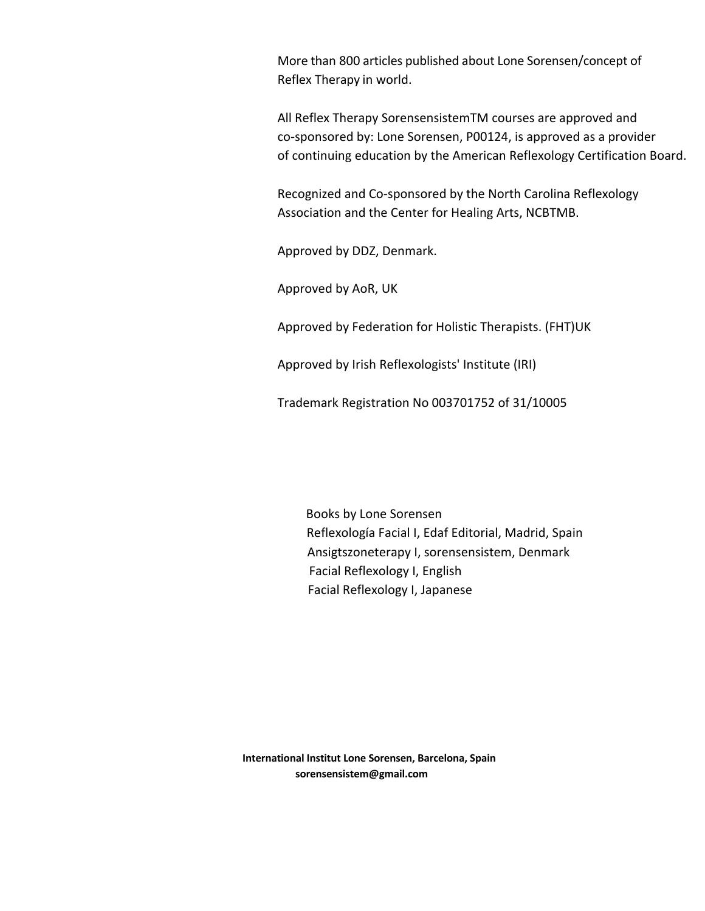More than 800 articles published about Lone Sorensen/concept of Reflex Therapy in world.

All Reflex Therapy SorensensistemTM courses are approved and co-sponsored by: Lone Sorensen, P00124, is approved as a provider of continuing education by the American Reflexology Certification Board.

Recognized and Co-sponsored by the North Carolina Reflexology Association and the Center for Healing Arts, NCBTMB.

Approved by DDZ, Denmark.

Approved by AoR, UK

Approved by Federation for Holistic Therapists. (FHT)UK

Approved by Irish Reflexologists' Institute (IRI)

Trademark Registration No 003701752 of 31/10005

Books by Lone Sorensen
Reflexología Facial I, Edaf Editorial, Madrid, Spain
Ansigtszoneterapy I, sorensensistem, Denmark
Facial Reflexology I, English
Facial Reflexology I, Japanese

**International Institut Lone Sorensen, Barcelona, Spain**
**sorensensistem@gmail.com**